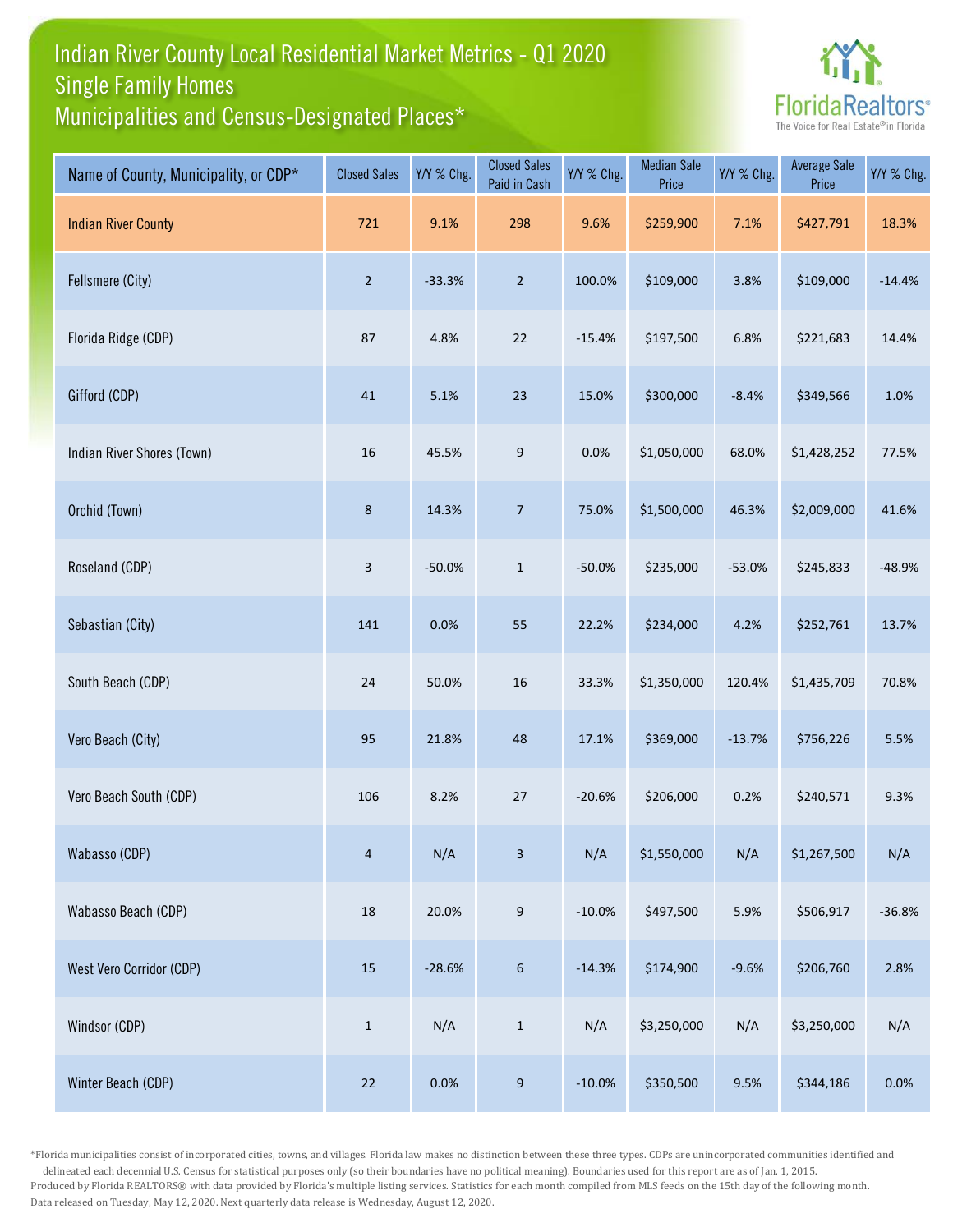# Indian River County Local Residential Market Metrics - Q1 2020
## Single Family Homes
## Municipalities and Census-Designated Places*

FloridaRealtors® The Voice for Real Estate® in Florida

| Name of County, Municipality, or CDP* | Closed Sales | Y/Y % Chg. | Closed Sales Paid in Cash | Y/Y % Chg. | Median Sale Price | Y/Y % Chg. | Average Sale Price | Y/Y % Chg. |
|---|---|---|---|---|---|---|---|---|
| Indian River County | 721 | 9.1% | 298 | 9.6% | $259,900 | 7.1% | $427,791 | 18.3% |
| Fellsmere (City) | 2 | -33.3% | 2 | 100.0% | $109,000 | 3.8% | $109,000 | -14.4% |
| Florida Ridge (CDP) | 87 | 4.8% | 22 | -15.4% | $197,500 | 6.8% | $221,683 | 14.4% |
| Gifford (CDP) | 41 | 5.1% | 23 | 15.0% | $300,000 | -8.4% | $349,566 | 1.0% |
| Indian River Shores (Town) | 16 | 45.5% | 9 | 0.0% | $1,050,000 | 68.0% | $1,428,252 | 77.5% |
| Orchid (Town) | 8 | 14.3% | 7 | 75.0% | $1,500,000 | 46.3% | $2,009,000 | 41.6% |
| Roseland (CDP) | 3 | -50.0% | 1 | -50.0% | $235,000 | -53.0% | $245,833 | -48.9% |
| Sebastian (City) | 141 | 0.0% | 55 | 22.2% | $234,000 | 4.2% | $252,761 | 13.7% |
| South Beach (CDP) | 24 | 50.0% | 16 | 33.3% | $1,350,000 | 120.4% | $1,435,709 | 70.8% |
| Vero Beach (City) | 95 | 21.8% | 48 | 17.1% | $369,000 | -13.7% | $756,226 | 5.5% |
| Vero Beach South (CDP) | 106 | 8.2% | 27 | -20.6% | $206,000 | 0.2% | $240,571 | 9.3% |
| Wabasso (CDP) | 4 | N/A | 3 | N/A | $1,550,000 | N/A | $1,267,500 | N/A |
| Wabasso Beach (CDP) | 18 | 20.0% | 9 | -10.0% | $497,500 | 5.9% | $506,917 | -36.8% |
| West Vero Corridor (CDP) | 15 | -28.6% | 6 | -14.3% | $174,900 | -9.6% | $206,760 | 2.8% |
| Windsor (CDP) | 1 | N/A | 1 | N/A | $3,250,000 | N/A | $3,250,000 | N/A |
| Winter Beach (CDP) | 22 | 0.0% | 9 | -10.0% | $350,500 | 9.5% | $344,186 | 0.0% |

*Florida municipalities consist of incorporated cities, towns, and villages. Florida law makes no distinction between these three types. CDPs are unincorporated communities identified and delineated each decennial U.S. Census for statistical purposes only (so their boundaries have no political meaning). Boundaries used for this report are as of Jan. 1, 2015.
Produced by Florida REALTORS® with data provided by Florida's multiple listing services. Statistics for each month compiled from MLS feeds on the 15th day of the following month.
Data released on Tuesday, May 12, 2020. Next quarterly data release is Wednesday, August 12, 2020.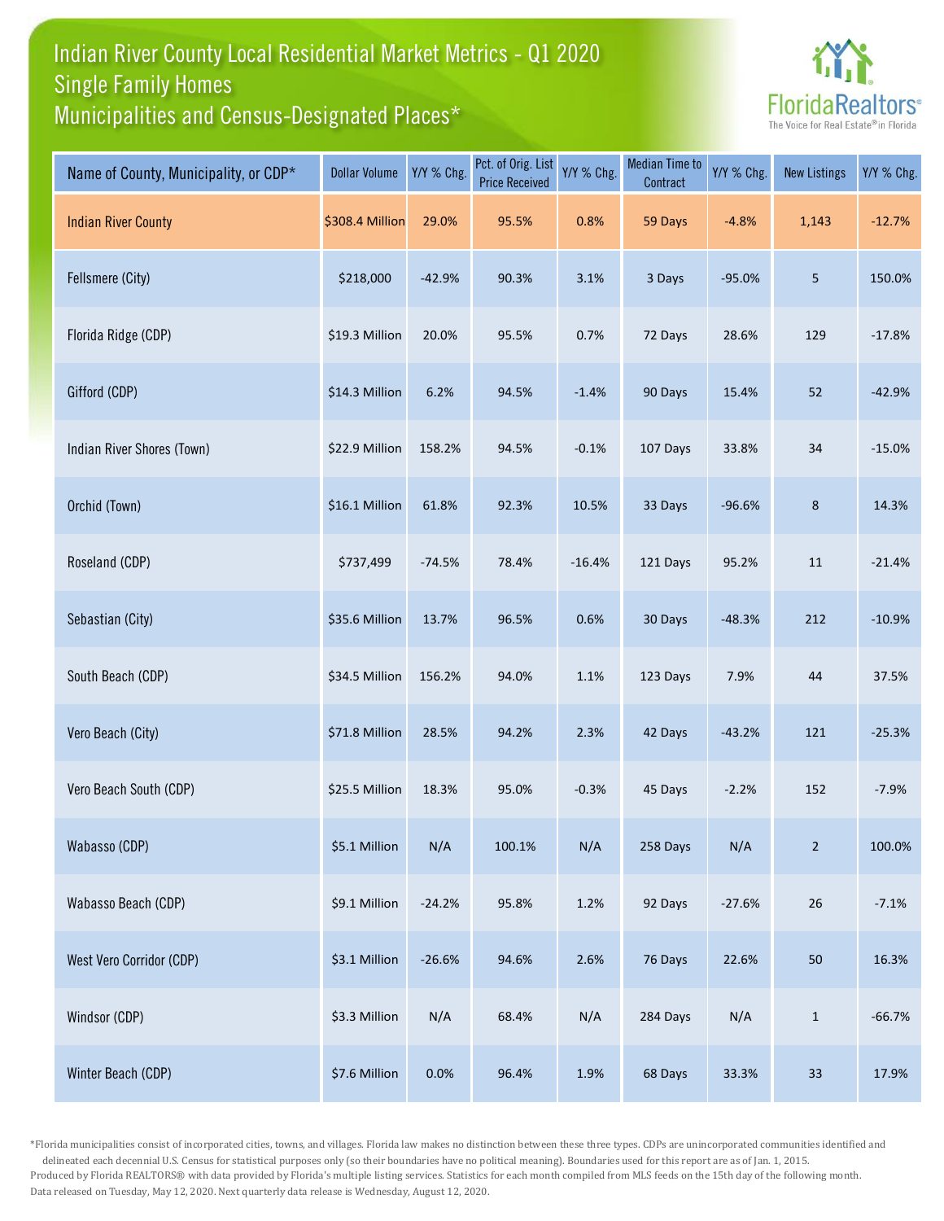# Indian River County Local Residential Market Metrics - Q1 2020
## Single Family Homes
## Municipalities and Census-Designated Places*

FloridaRealtors® The Voice for Real Estate® in Florida

| Name of County, Municipality, or CDP* | Dollar Volume | Y/Y % Chg. | Pct. of Orig. List Price Received | Y/Y % Chg. | Median Time to Contract | Y/Y % Chg. | New Listings | Y/Y % Chg. |
|---|---|---|---|---|---|---|---|---|
| Indian River County | $308.4 Million | 29.0% | 95.5% | 0.8% | 59 Days | -4.8% | 1,143 | -12.7% |
| Fellsmere (City) | $218,000 | -42.9% | 90.3% | 3.1% | 3 Days | -95.0% | 5 | 150.0% |
| Florida Ridge (CDP) | $19.3 Million | 20.0% | 95.5% | 0.7% | 72 Days | 28.6% | 129 | -17.8% |
| Gifford (CDP) | $14.3 Million | 6.2% | 94.5% | -1.4% | 90 Days | 15.4% | 52 | -42.9% |
| Indian River Shores (Town) | $22.9 Million | 158.2% | 94.5% | -0.1% | 107 Days | 33.8% | 34 | -15.0% |
| Orchid (Town) | $16.1 Million | 61.8% | 92.3% | 10.5% | 33 Days | -96.6% | 8 | 14.3% |
| Roseland (CDP) | $737,499 | -74.5% | 78.4% | -16.4% | 121 Days | 95.2% | 11 | -21.4% |
| Sebastian (City) | $35.6 Million | 13.7% | 96.5% | 0.6% | 30 Days | -48.3% | 212 | -10.9% |
| South Beach (CDP) | $34.5 Million | 156.2% | 94.0% | 1.1% | 123 Days | 7.9% | 44 | 37.5% |
| Vero Beach (City) | $71.8 Million | 28.5% | 94.2% | 2.3% | 42 Days | -43.2% | 121 | -25.3% |
| Vero Beach South (CDP) | $25.5 Million | 18.3% | 95.0% | -0.3% | 45 Days | -2.2% | 152 | -7.9% |
| Wabasso (CDP) | $5.1 Million | N/A | 100.1% | N/A | 258 Days | N/A | 2 | 100.0% |
| Wabasso Beach (CDP) | $9.1 Million | -24.2% | 95.8% | 1.2% | 92 Days | -27.6% | 26 | -7.1% |
| West Vero Corridor (CDP) | $3.1 Million | -26.6% | 94.6% | 2.6% | 76 Days | 22.6% | 50 | 16.3% |
| Windsor (CDP) | $3.3 Million | N/A | 68.4% | N/A | 284 Days | N/A | 1 | -66.7% |
| Winter Beach (CDP) | $7.6 Million | 0.0% | 96.4% | 1.9% | 68 Days | 33.3% | 33 | 17.9% |

*Florida municipalities consist of incorporated cities, towns, and villages. Florida law makes no distinction between these three types. CDPs are unincorporated communities identified and delineated each decennial U.S. Census for statistical purposes only (so their boundaries have no political meaning). Boundaries used for this report are as of Jan. 1, 2015.
Produced by Florida REALTORS® with data provided by Florida's multiple listing services. Statistics for each month compiled from MLS feeds on the 15th day of the following month.
Data released on Tuesday, May 12, 2020. Next quarterly data release is Wednesday, August 12, 2020.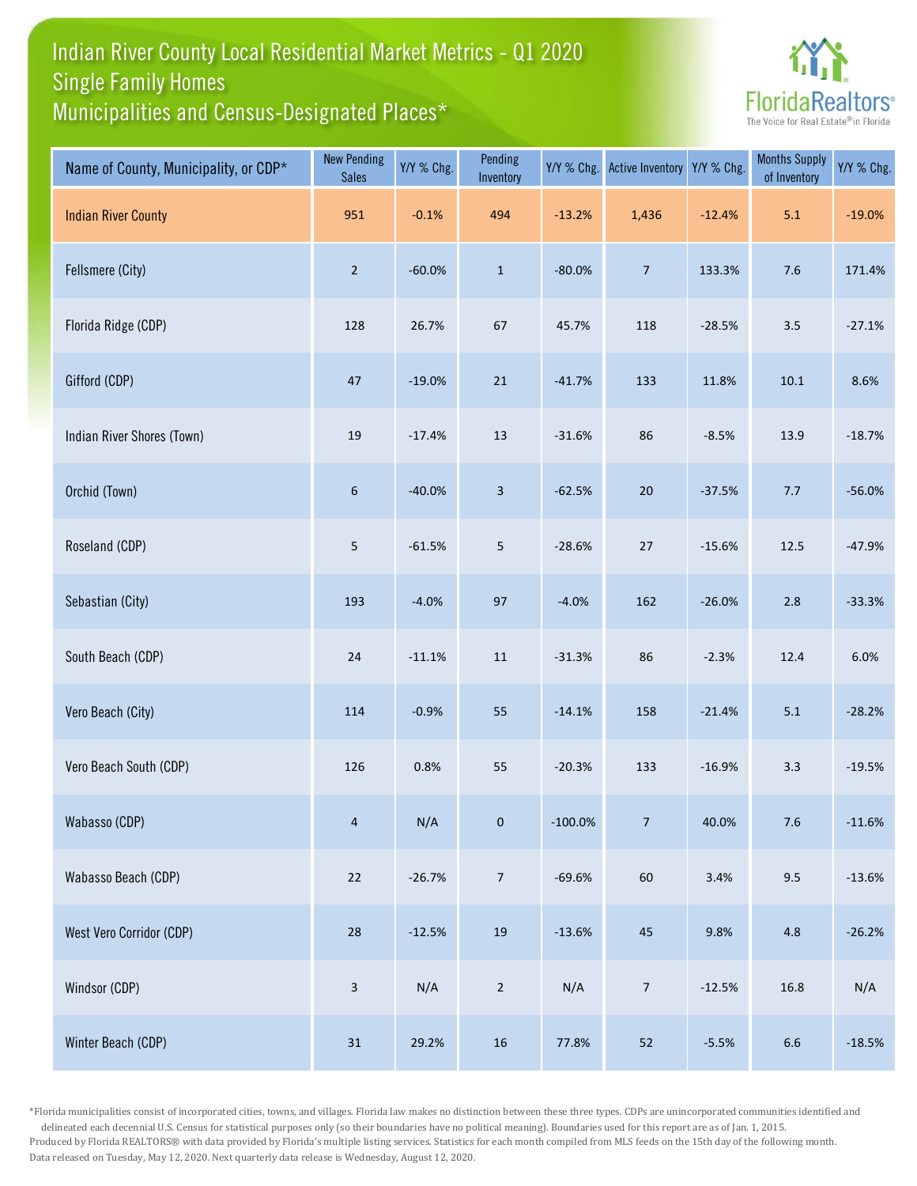# Indian River County Local Residential Market Metrics - Q1 2020
## Single Family Homes
## Municipalities and Census-Designated Places*

| Name of County, Municipality, or CDP* | New Pending Sales | Y/Y % Chg. | Pending Inventory | Y/Y % Chg. | Active Inventory | Y/Y % Chg. | Months Supply of Inventory | Y/Y % Chg. |
|---|---|---|---|---|---|---|---|---|
| Indian River County | 951 | -0.1% | 494 | -13.2% | 1,436 | -12.4% | 5.1 | -19.0% |
| Fellsmere (City) | 2 | -60.0% | 1 | -80.0% | 7 | 133.3% | 7.6 | 171.4% |
| Florida Ridge (CDP) | 128 | 26.7% | 67 | 45.7% | 118 | -28.5% | 3.5 | -27.1% |
| Gifford (CDP) | 47 | -19.0% | 21 | -41.7% | 133 | 11.8% | 10.1 | 8.6% |
| Indian River Shores (Town) | 19 | -17.4% | 13 | -31.6% | 86 | -8.5% | 13.9 | -18.7% |
| Orchid (Town) | 6 | -40.0% | 3 | -62.5% | 20 | -37.5% | 7.7 | -56.0% |
| Roseland (CDP) | 5 | -61.5% | 5 | -28.6% | 27 | -15.6% | 12.5 | -47.9% |
| Sebastian (City) | 193 | -4.0% | 97 | -4.0% | 162 | -26.0% | 2.8 | -33.3% |
| South Beach (CDP) | 24 | -11.1% | 11 | -31.3% | 86 | -2.3% | 12.4 | 6.0% |
| Vero Beach (City) | 114 | -0.9% | 55 | -14.1% | 158 | -21.4% | 5.1 | -28.2% |
| Vero Beach South (CDP) | 126 | 0.8% | 55 | -20.3% | 133 | -16.9% | 3.3 | -19.5% |
| Wabasso (CDP) | 4 | N/A | 0 | -100.0% | 7 | 40.0% | 7.6 | -11.6% |
| Wabasso Beach (CDP) | 22 | -26.7% | 7 | -69.6% | 60 | 3.4% | 9.5 | -13.6% |
| West Vero Corridor (CDP) | 28 | -12.5% | 19 | -13.6% | 45 | 9.8% | 4.8 | -26.2% |
| Windsor (CDP) | 3 | N/A | 2 | N/A | 7 | -12.5% | 16.8 | N/A |
| Winter Beach (CDP) | 31 | 29.2% | 16 | 77.8% | 52 | -5.5% | 6.6 | -18.5% |

*Florida municipalities consist of incorporated cities, towns, and villages. Florida law makes no distinction between these three types. CDPs are unincorporated communities identified and delineated each decennial U.S. Census for statistical purposes only (so their boundaries have no political meaning). Boundaries used for this report are as of Jan. 1, 2015.

Produced by Florida REALTORS® with data provided by Florida's multiple listing services. Statistics for each month compiled from MLS feeds on the 15th day of the following month.

Data released on Tuesday, May 12, 2020. Next quarterly data release is Wednesday, August 12, 2020.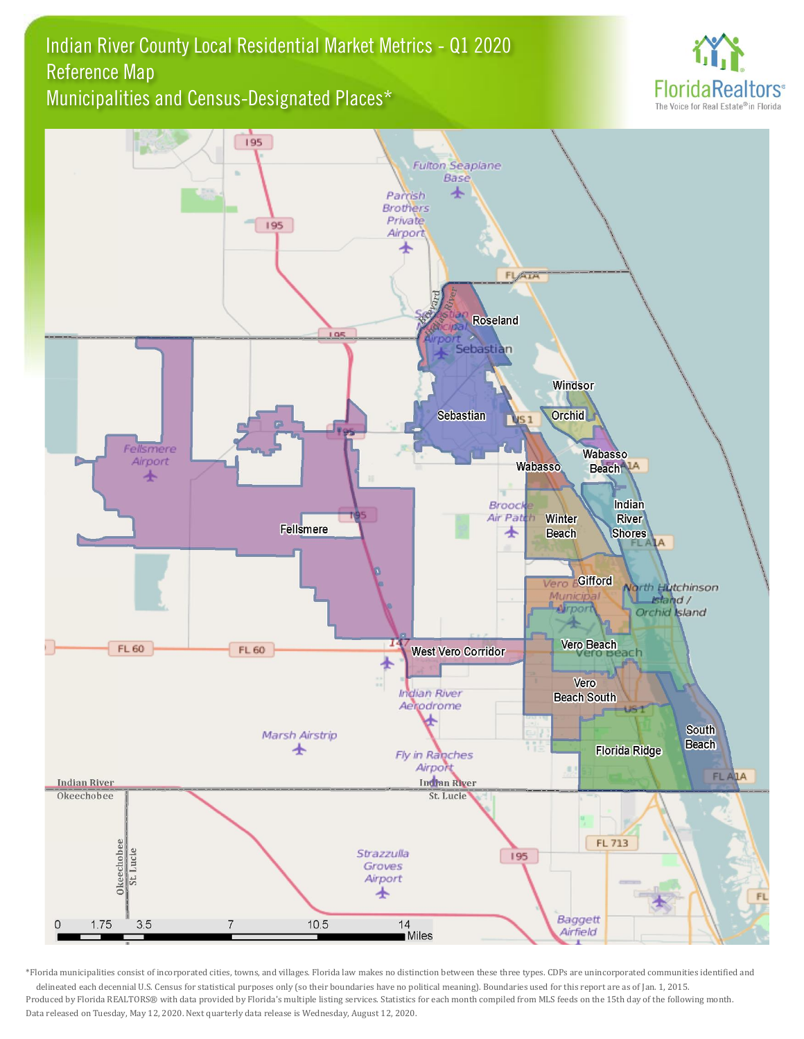# Indian River County Local Residential Market Metrics - Q1 2020
## Reference Map
## Municipalities and Census-Designated Places*

FloridaRealtors®
The Voice for Real Estate® in Florida

Roseland
Sebastian
Sebastian
Windsor
Orchid
Wabasso
Wabasso Beach
Fellsmere
Winter Beach
Indian River Shores
Gifford
North Hutchinson Island / Orchid Island
Vero Beach
West Vero Corridor
Vero Beach South
South Beach
Florida Ridge

0 1.75 3.5 7 10.5 14 Miles

*Florida municipalities consist of incorporated cities, towns, and villages. Florida law makes no distinction between these three types. CDPs are unincorporated communities identified and delineated each decennial U.S. Census for statistical purposes only (so their boundaries have no political meaning). Boundaries used for this report are as of Jan. 1, 2015.

Produced by Florida REALTORS® with data provided by Florida's multiple listing services. Statistics for each month compiled from MLS feeds on the 15th day of the following month.

Data released on Tuesday, May 12, 2020. Next quarterly data release is Wednesday, August 12, 2020.